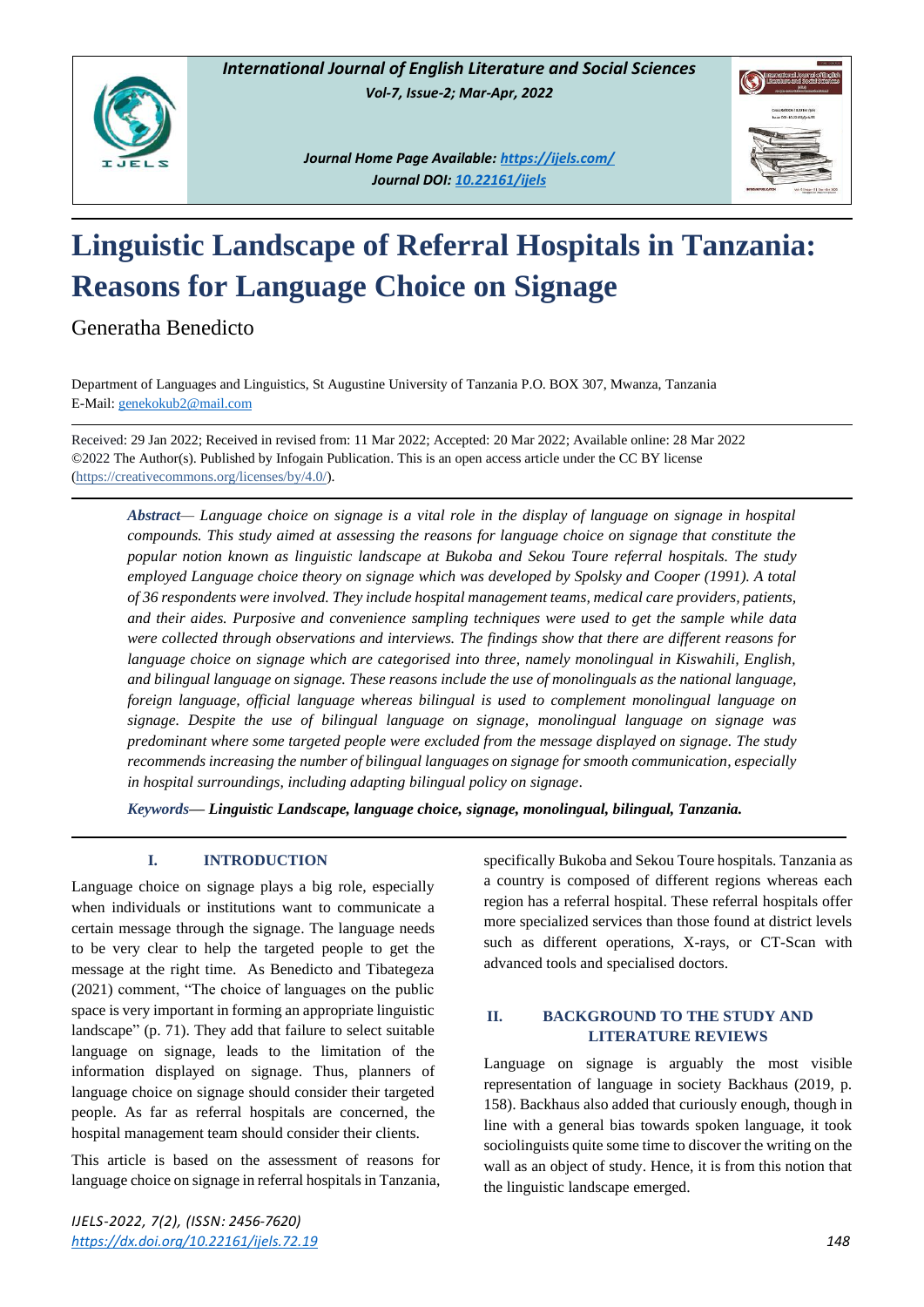# Linguistic Landscape of Referral Hospitals in Tanzania: Reasons for Language Choice on Signage

Generatha Benedicto

Department of Languages and Linguistics, St Augustine University of Tanzania P.O. BOX 307, Mwanza, Tanzania
E-Mail: genekokub2@mail.com

Received: 29 Jan 2022; Received in revised from: 11 Mar 2022; Accepted: 20 Mar 2022; Available online: 28 Mar 2022
©2022 The Author(s). Published by Infogain Publication. This is an open access article under the CC BY license (https://creativecommons.org/licenses/by/4.0/).

***Abstract**— Language choice on signage is a vital role in the display of language on signage in hospital compounds. This study aimed at assessing the reasons for language choice on signage that constitute the popular notion known as linguistic landscape at Bukoba and Sekou Toure referral hospitals. The study employed Language choice theory on signage which was developed by Spolsky and Cooper (1991). A total of 36 respondents were involved. They include hospital management teams, medical care providers, patients, and their aides. Purposive and convenience sampling techniques were used to get the sample while data were collected through observations and interviews. The findings show that there are different reasons for language choice on signage which are categorised into three, namely monolingual in Kiswahili, English, and bilingual language on signage. These reasons include the use of monolinguals as the national language, foreign language, official language whereas bilingual is used to complement monolingual language on signage. Despite the use of bilingual language on signage, monolingual language on signage was predominant where some targeted people were excluded from the message displayed on signage. The study recommends increasing the number of bilingual languages on signage for smooth communication, especially in hospital surroundings, including adapting bilingual policy on signage.*

***Keywords**— **Linguistic Landscape, language choice, signage, monolingual, bilingual, Tanzania.***

## I. INTRODUCTION

Language choice on signage plays a big role, especially when individuals or institutions want to communicate a certain message through the signage. The language needs to be very clear to help the targeted people to get the message at the right time. As Benedicto and Tibategeza (2021) comment, "The choice of languages on the public space is very important in forming an appropriate linguistic landscape" (p. 71). They add that failure to select suitable language on signage, leads to the limitation of the information displayed on signage. Thus, planners of language choice on signage should consider their targeted people. As far as referral hospitals are concerned, the hospital management team should consider their clients.

This article is based on the assessment of reasons for language choice on signage in referral hospitals in Tanzania, specifically Bukoba and Sekou Toure hospitals. Tanzania as a country is composed of different regions whereas each region has a referral hospital. These referral hospitals offer more specialized services than those found at district levels such as different operations, X-rays, or CT-Scan with advanced tools and specialised doctors.

## II. BACKGROUND TO THE STUDY AND LITERATURE REVIEWS

Language on signage is arguably the most visible representation of language in society Backhaus (2019, p. 158). Backhaus also added that curiously enough, though in line with a general bias towards spoken language, it took sociolinguists quite some time to discover the writing on the wall as an object of study. Hence, it is from this notion that the linguistic landscape emerged.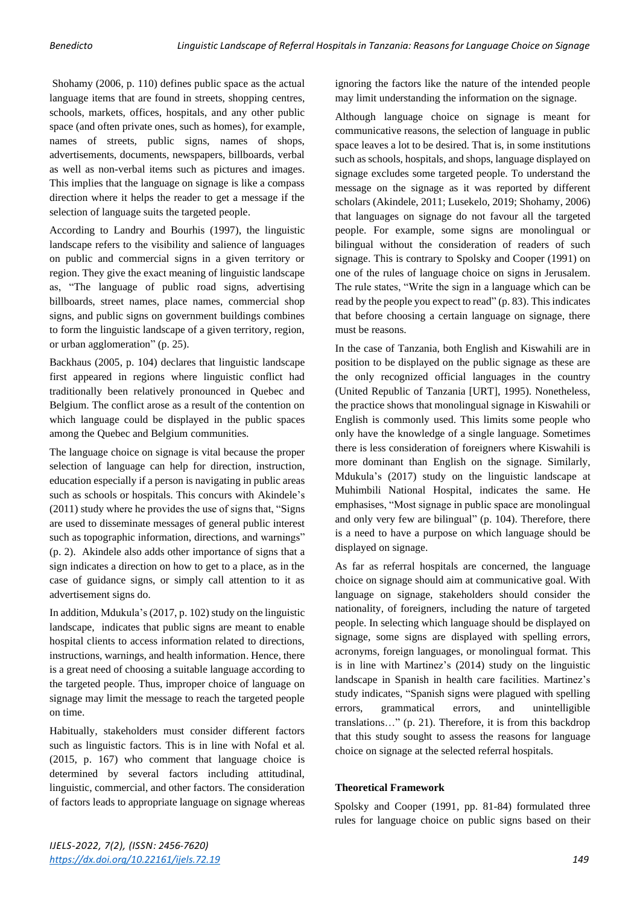Shohamy (2006, p. 110) defines public space as the actual language items that are found in streets, shopping centres, schools, markets, offices, hospitals, and any other public space (and often private ones, such as homes), for example, names of streets, public signs, names of shops, advertisements, documents, newspapers, billboards, verbal as well as non-verbal items such as pictures and images. This implies that the language on signage is like a compass direction where it helps the reader to get a message if the selection of language suits the targeted people.

According to Landry and Bourhis (1997), the linguistic landscape refers to the visibility and salience of languages on public and commercial signs in a given territory or region. They give the exact meaning of linguistic landscape as, "The language of public road signs, advertising billboards, street names, place names, commercial shop signs, and public signs on government buildings combines to form the linguistic landscape of a given territory, region, or urban agglomeration" (p. 25).

Backhaus (2005, p. 104) declares that linguistic landscape first appeared in regions where linguistic conflict had traditionally been relatively pronounced in Quebec and Belgium. The conflict arose as a result of the contention on which language could be displayed in the public spaces among the Quebec and Belgium communities.

The language choice on signage is vital because the proper selection of language can help for direction, instruction, education especially if a person is navigating in public areas such as schools or hospitals. This concurs with Akindele's (2011) study where he provides the use of signs that, "Signs are used to disseminate messages of general public interest such as topographic information, directions, and warnings" (p. 2). Akindele also adds other importance of signs that a sign indicates a direction on how to get to a place, as in the case of guidance signs, or simply call attention to it as advertisement signs do.

In addition, Mdukula's (2017, p. 102) study on the linguistic landscape, indicates that public signs are meant to enable hospital clients to access information related to directions, instructions, warnings, and health information. Hence, there is a great need of choosing a suitable language according to the targeted people. Thus, improper choice of language on signage may limit the message to reach the targeted people on time.

Habitually, stakeholders must consider different factors such as linguistic factors. This is in line with Nofal et al. (2015, p. 167) who comment that language choice is determined by several factors including attitudinal, linguistic, commercial, and other factors. The consideration of factors leads to appropriate language on signage whereas ignoring the factors like the nature of the intended people may limit understanding the information on the signage.

Although language choice on signage is meant for communicative reasons, the selection of language in public space leaves a lot to be desired. That is, in some institutions such as schools, hospitals, and shops, language displayed on signage excludes some targeted people. To understand the message on the signage as it was reported by different scholars (Akindele, 2011; Lusekelo, 2019; Shohamy, 2006) that languages on signage do not favour all the targeted people. For example, some signs are monolingual or bilingual without the consideration of readers of such signage. This is contrary to Spolsky and Cooper (1991) on one of the rules of language choice on signs in Jerusalem. The rule states, "Write the sign in a language which can be read by the people you expect to read" (p. 83). This indicates that before choosing a certain language on signage, there must be reasons.

In the case of Tanzania, both English and Kiswahili are in position to be displayed on the public signage as these are the only recognized official languages in the country (United Republic of Tanzania [URT], 1995). Nonetheless, the practice shows that monolingual signage in Kiswahili or English is commonly used. This limits some people who only have the knowledge of a single language. Sometimes there is less consideration of foreigners where Kiswahili is more dominant than English on the signage. Similarly, Mdukula's (2017) study on the linguistic landscape at Muhimbili National Hospital, indicates the same. He emphasises, "Most signage in public space are monolingual and only very few are bilingual" (p. 104). Therefore, there is a need to have a purpose on which language should be displayed on signage.

As far as referral hospitals are concerned, the language choice on signage should aim at communicative goal. With language on signage, stakeholders should consider the nationality, of foreigners, including the nature of targeted people. In selecting which language should be displayed on signage, some signs are displayed with spelling errors, acronyms, foreign languages, or monolingual format. This is in line with Martinez's (2014) study on the linguistic landscape in Spanish in health care facilities. Martinez's study indicates, "Spanish signs were plagued with spelling errors, grammatical errors, and unintelligible translations…" (p. 21). Therefore, it is from this backdrop that this study sought to assess the reasons for language choice on signage at the selected referral hospitals.

## Theoretical Framework

Spolsky and Cooper (1991, pp. 81-84) formulated three rules for language choice on public signs based on their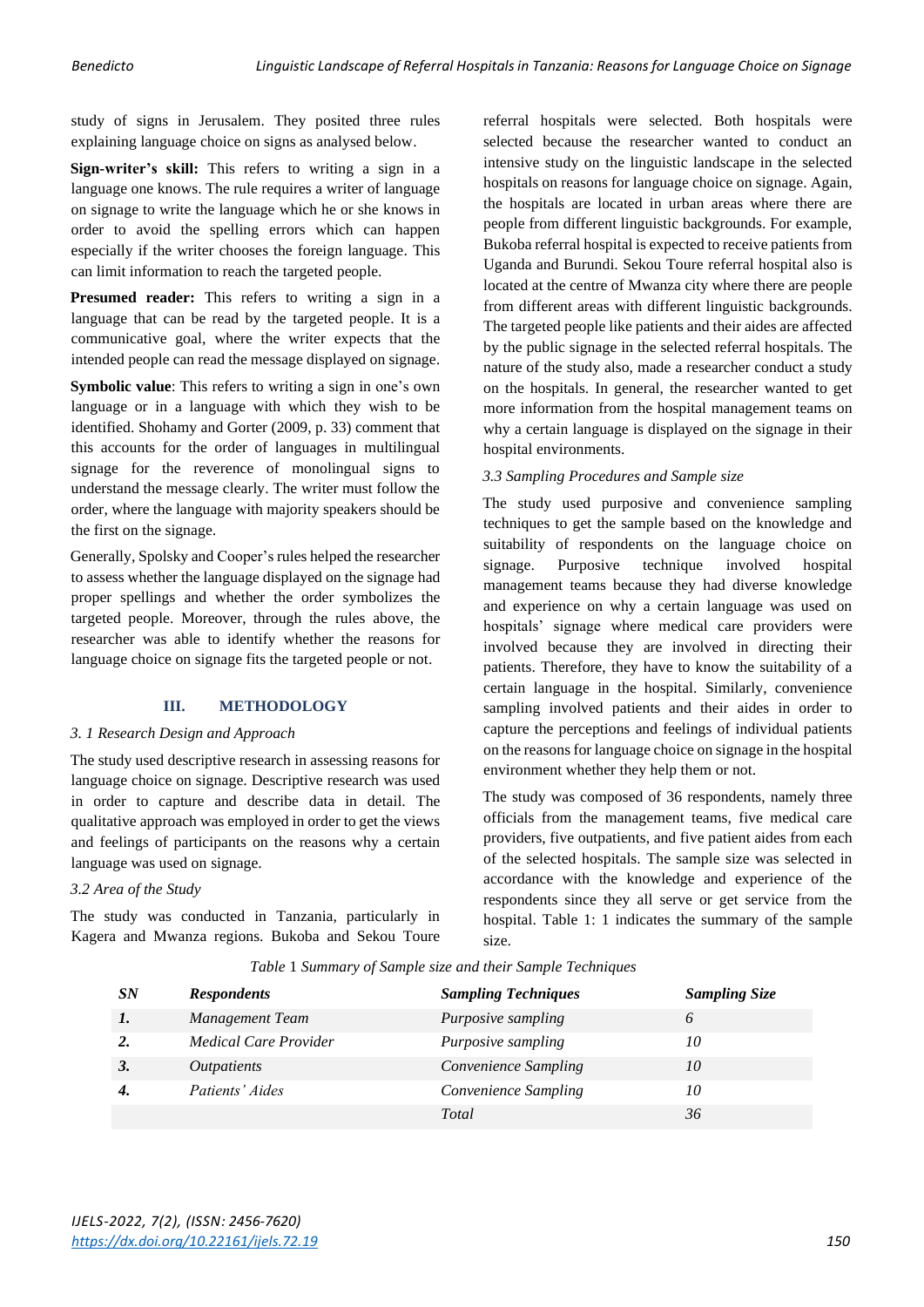study of signs in Jerusalem. They posited three rules explaining language choice on signs as analysed below.

**Sign-writer's skill:** This refers to writing a sign in a language one knows. The rule requires a writer of language on signage to write the language which he or she knows in order to avoid the spelling errors which can happen especially if the writer chooses the foreign language. This can limit information to reach the targeted people.

**Presumed reader:** This refers to writing a sign in a language that can be read by the targeted people. It is a communicative goal, where the writer expects that the intended people can read the message displayed on signage.

**Symbolic value**: This refers to writing a sign in one's own language or in a language with which they wish to be identified. Shohamy and Gorter (2009, p. 33) comment that this accounts for the order of languages in multilingual signage for the reverence of monolingual signs to understand the message clearly. The writer must follow the order, where the language with majority speakers should be the first on the signage.

Generally, Spolsky and Cooper's rules helped the researcher to assess whether the language displayed on the signage had proper spellings and whether the order symbolizes the targeted people. Moreover, through the rules above, the researcher was able to identify whether the reasons for language choice on signage fits the targeted people or not.

## III. METHODOLOGY

### 3. 1 Research Design and Approach

The study used descriptive research in assessing reasons for language choice on signage. Descriptive research was used in order to capture and describe data in detail. The qualitative approach was employed in order to get the views and feelings of participants on the reasons why a certain language was used on signage.

### 3.2 Area of the Study

The study was conducted in Tanzania, particularly in Kagera and Mwanza regions. Bukoba and Sekou Toure referral hospitals were selected. Both hospitals were selected because the researcher wanted to conduct an intensive study on the linguistic landscape in the selected hospitals on reasons for language choice on signage. Again, the hospitals are located in urban areas where there are people from different linguistic backgrounds. For example, Bukoba referral hospital is expected to receive patients from Uganda and Burundi. Sekou Toure referral hospital also is located at the centre of Mwanza city where there are people from different areas with different linguistic backgrounds. The targeted people like patients and their aides are affected by the public signage in the selected referral hospitals. The nature of the study also, made a researcher conduct a study on the hospitals. In general, the researcher wanted to get more information from the hospital management teams on why a certain language is displayed on the signage in their hospital environments.

### 3.3 Sampling Procedures and Sample size

The study used purposive and convenience sampling techniques to get the sample based on the knowledge and suitability of respondents on the language choice on signage. Purposive technique involved hospital management teams because they had diverse knowledge and experience on why a certain language was used on hospitals' signage where medical care providers were involved because they are involved in directing their patients. Therefore, they have to know the suitability of a certain language in the hospital. Similarly, convenience sampling involved patients and their aides in order to capture the perceptions and feelings of individual patients on the reasons for language choice on signage in the hospital environment whether they help them or not.

The study was composed of 36 respondents, namely three officials from the management teams, five medical care providers, five outpatients, and five patient aides from each of the selected hospitals. The sample size was selected in accordance with the knowledge and experience of the respondents since they all serve or get service from the hospital. Table 1: 1 indicates the summary of the sample size.

*Table* 1 *Summary of Sample size and their Sample Techniques*

| *SN* | *Respondents* | *Sampling Techniques* | *Sampling Size* |
|---|---|---|---|
| *1.* | *Management Team* | *Purposive sampling* | *6* |
| *2.* | *Medical Care Provider* | *Purposive sampling* | *10* |
| *3.* | *Outpatients* | *Convenience Sampling* | *10* |
| *4.* | *Patients' Aides* | *Convenience Sampling* | *10* |
| | | *Total* | *36* |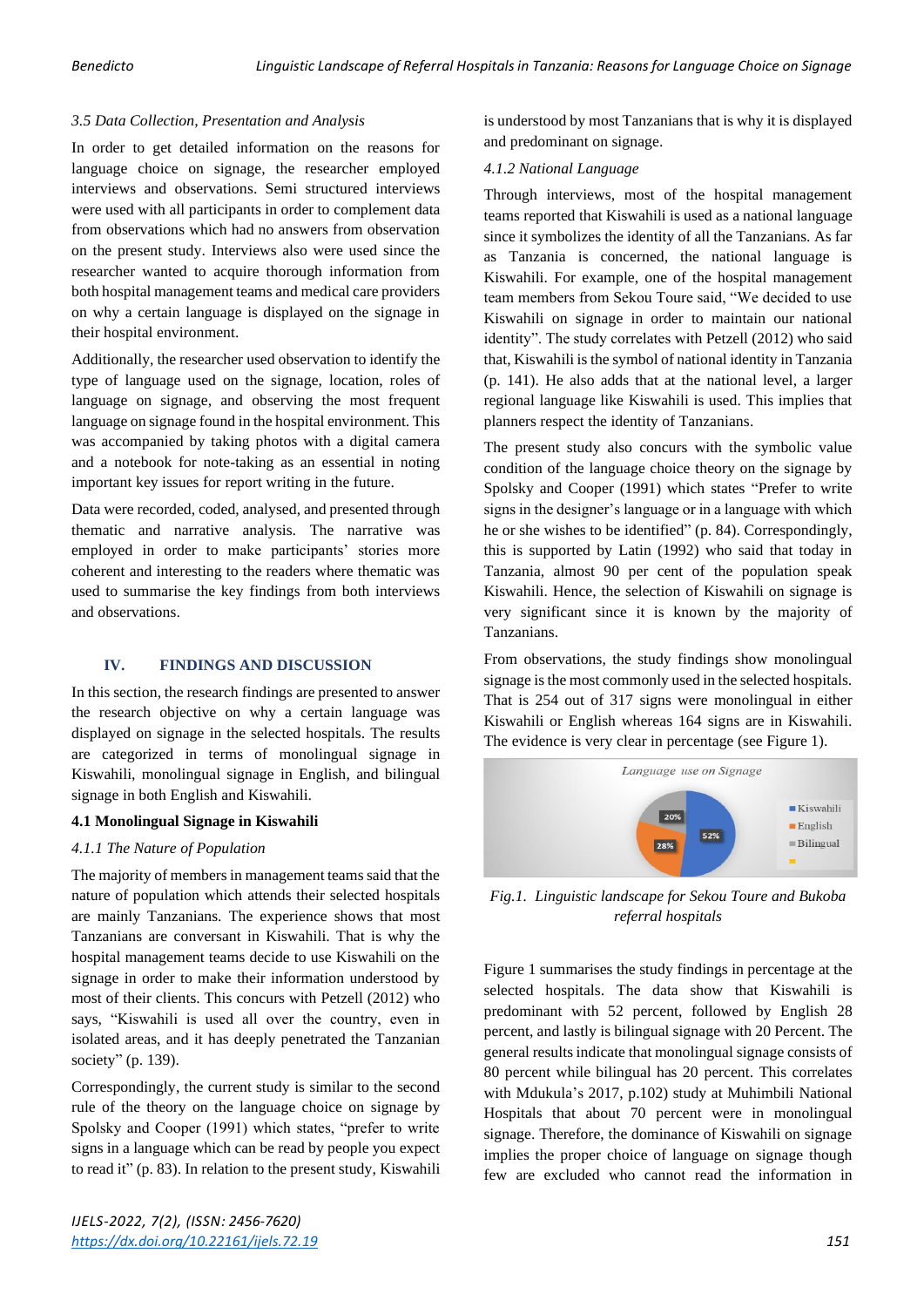### *3.5 Data Collection, Presentation and Analysis*

In order to get detailed information on the reasons for language choice on signage, the researcher employed interviews and observations. Semi structured interviews were used with all participants in order to complement data from observations which had no answers from observation on the present study. Interviews also were used since the researcher wanted to acquire thorough information from both hospital management teams and medical care providers on why a certain language is displayed on the signage in their hospital environment.

Additionally, the researcher used observation to identify the type of language used on the signage, location, roles of language on signage, and observing the most frequent language on signage found in the hospital environment. This was accompanied by taking photos with a digital camera and a notebook for note-taking as an essential in noting important key issues for report writing in the future.

Data were recorded, coded, analysed, and presented through thematic and narrative analysis. The narrative was employed in order to make participants' stories more coherent and interesting to the readers where thematic was used to summarise the key findings from both interviews and observations.

## IV. FINDINGS AND DISCUSSION

In this section, the research findings are presented to answer the research objective on why a certain language was displayed on signage in the selected hospitals. The results are categorized in terms of monolingual signage in Kiswahili, monolingual signage in English, and bilingual signage in both English and Kiswahili.

### 4.1 Monolingual Signage in Kiswahili

#### *4.1.1 The Nature of Population*

The majority of members in management teams said that the nature of population which attends their selected hospitals are mainly Tanzanians. The experience shows that most Tanzanians are conversant in Kiswahili. That is why the hospital management teams decide to use Kiswahili on the signage in order to make their information understood by most of their clients. This concurs with Petzell (2012) who says, "Kiswahili is used all over the country, even in isolated areas, and it has deeply penetrated the Tanzanian society" (p. 139).

Correspondingly, the current study is similar to the second rule of the theory on the language choice on signage by Spolsky and Cooper (1991) which states, "prefer to write signs in a language which can be read by people you expect to read it" (p. 83). In relation to the present study, Kiswahili is understood by most Tanzanians that is why it is displayed and predominant on signage.

#### *4.1.2 National Language*

Through interviews, most of the hospital management teams reported that Kiswahili is used as a national language since it symbolizes the identity of all the Tanzanians. As far as Tanzania is concerned, the national language is Kiswahili. For example, one of the hospital management team members from Sekou Toure said, "We decided to use Kiswahili on signage in order to maintain our national identity". The study correlates with Petzell (2012) who said that, Kiswahili is the symbol of national identity in Tanzania (p. 141). He also adds that at the national level, a larger regional language like Kiswahili is used. This implies that planners respect the identity of Tanzanians.

The present study also concurs with the symbolic value condition of the language choice theory on the signage by Spolsky and Cooper (1991) which states "Prefer to write signs in the designer's language or in a language with which he or she wishes to be identified" (p. 84). Correspondingly, this is supported by Latin (1992) who said that today in Tanzania, almost 90 per cent of the population speak Kiswahili. Hence, the selection of Kiswahili on signage is very significant since it is known by the majority of Tanzanians.

From observations, the study findings show monolingual signage is the most commonly used in the selected hospitals. That is 254 out of 317 signs were monolingual in either Kiswahili or English whereas 164 signs are in Kiswahili. The evidence is very clear in percentage (see Figure 1).

Language use on Signage

20%
28%
52%

Kiswahili
English
Bilingual

*Fig.1. Linguistic landscape for Sekou Toure and Bukoba referral hospitals*

Figure 1 summarises the study findings in percentage at the selected hospitals. The data show that Kiswahili is predominant with 52 percent, followed by English 28 percent, and lastly is bilingual signage with 20 Percent. The general results indicate that monolingual signage consists of 80 percent while bilingual has 20 percent. This correlates with Mdukula's 2017, p.102) study at Muhimbili National Hospitals that about 70 percent were in monolingual signage. Therefore, the dominance of Kiswahili on signage implies the proper choice of language on signage though few are excluded who cannot read the information in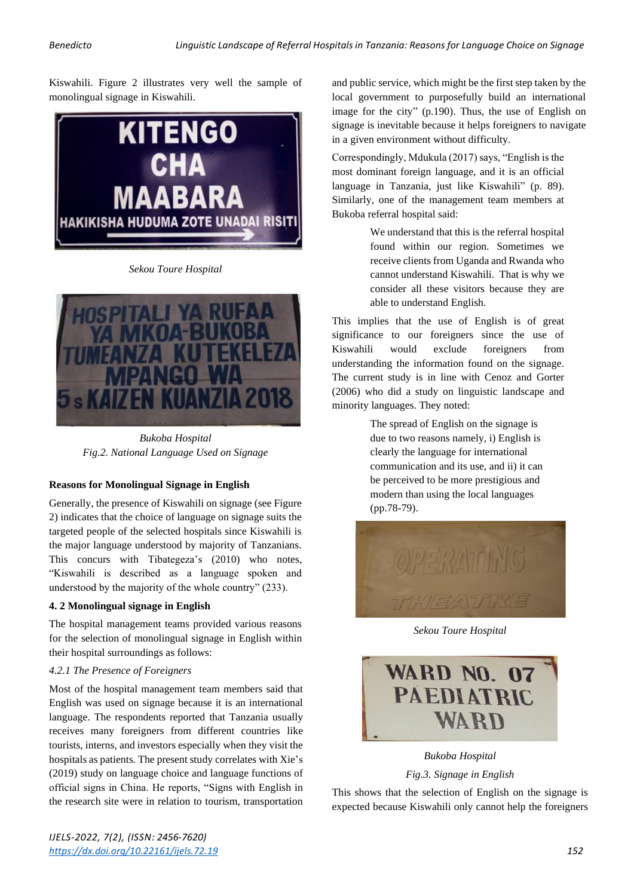Kiswahili. Figure 2 illustrates very well the sample of monolingual signage in Kiswahili.

KITENGO CHA MAABARA
HAKIKISHA HUDUMA ZOTE UNADAI RISITI

*Sekou Toure Hospital*

HOSPITALI YA RUFAA YA MKOA-BUKOBA TUMEANZA KUTEKELEZA MPANGO WA 5s KAIZEN KUANZIA 2018

*Bukoba Hospital*

*Fig.2. National Language Used on Signage*

**Reasons for Monolingual Signage in English**

Generally, the presence of Kiswahili on signage (see Figure 2) indicates that the choice of language on signage suits the targeted people of the selected hospitals since Kiswahili is the major language understood by majority of Tanzanians. This concurs with Tibategeza's (2010) who notes, "Kiswahili is described as a language spoken and understood by the majority of the whole country" (233).

### 4. 2 Monolingual signage in English

The hospital management teams provided various reasons for the selection of monolingual signage in English within their hospital surroundings as follows:

#### *4.2.1 The Presence of Foreigners*

Most of the hospital management team members said that English was used on signage because it is an international language. The respondents reported that Tanzania usually receives many foreigners from different countries like tourists, interns, and investors especially when they visit the hospitals as patients. The present study correlates with Xie's (2019) study on language choice and language functions of official signs in China. He reports, "Signs with English in the research site were in relation to tourism, transportation and public service, which might be the first step taken by the local government to purposefully build an international image for the city" (p.190). Thus, the use of English on signage is inevitable because it helps foreigners to navigate in a given environment without difficulty.

Correspondingly, Mdukula (2017) says, "English is the most dominant foreign language, and it is an official language in Tanzania, just like Kiswahili" (p. 89). Similarly, one of the management team members at Bukoba referral hospital said:

> We understand that this is the referral hospital found within our region. Sometimes we receive clients from Uganda and Rwanda who cannot understand Kiswahili. That is why we consider all these visitors because they are able to understand English.

This implies that the use of English is of great significance to our foreigners since the use of Kiswahili would exclude foreigners from understanding the information found on the signage. The current study is in line with Cenoz and Gorter (2006) who did a study on linguistic landscape and minority languages. They noted:

> The spread of English on the signage is due to two reasons namely, i) English is clearly the language for international communication and its use, and ii) it can be perceived to be more prestigious and modern than using the local languages (pp.78-79).

OPERATING THEATRE

*Sekou Toure Hospital*

WARD NO. 07 PAEDIATRIC WARD

*Bukoba Hospital*

*Fig.3. Signage in English*

This shows that the selection of English on the signage is expected because Kiswahili only cannot help the foreigners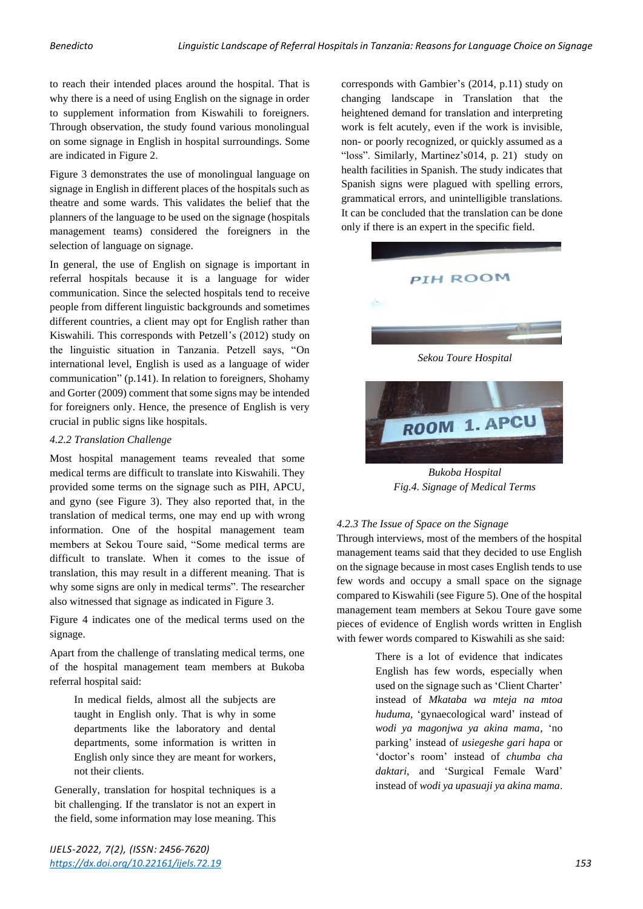to reach their intended places around the hospital. That is why there is a need of using English on the signage in order to supplement information from Kiswahili to foreigners. Through observation, the study found various monolingual on some signage in English in hospital surroundings. Some are indicated in Figure 2.

Figure 3 demonstrates the use of monolingual language on signage in English in different places of the hospitals such as theatre and some wards. This validates the belief that the planners of the language to be used on the signage (hospitals management teams) considered the foreigners in the selection of language on signage.

In general, the use of English on signage is important in referral hospitals because it is a language for wider communication. Since the selected hospitals tend to receive people from different linguistic backgrounds and sometimes different countries, a client may opt for English rather than Kiswahili. This corresponds with Petzell's (2012) study on the linguistic situation in Tanzania. Petzell says, "On international level, English is used as a language of wider communication" (p.141). In relation to foreigners, Shohamy and Gorter (2009) comment that some signs may be intended for foreigners only. Hence, the presence of English is very crucial in public signs like hospitals.

*4.2.2 Translation Challenge*

Most hospital management teams revealed that some medical terms are difficult to translate into Kiswahili. They provided some terms on the signage such as PIH, APCU, and gyno (see Figure 3). They also reported that, in the translation of medical terms, one may end up with wrong information. One of the hospital management team members at Sekou Toure said, "Some medical terms are difficult to translate. When it comes to the issue of translation, this may result in a different meaning. That is why some signs are only in medical terms". The researcher also witnessed that signage as indicated in Figure 3.

Figure 4 indicates one of the medical terms used on the signage.

Apart from the challenge of translating medical terms, one of the hospital management team members at Bukoba referral hospital said:

> In medical fields, almost all the subjects are taught in English only. That is why in some departments like the laboratory and dental departments, some information is written in English only since they are meant for workers, not their clients.

Generally, translation for hospital techniques is a bit challenging. If the translator is not an expert in the field, some information may lose meaning. This corresponds with Gambier's (2014, p.11) study on changing landscape in Translation that the heightened demand for translation and interpreting work is felt acutely, even if the work is invisible, non- or poorly recognized, or quickly assumed as a "loss". Similarly, Martinez's014, p. 21) study on health facilities in Spanish. The study indicates that Spanish signs were plagued with spelling errors, grammatical errors, and unintelligible translations. It can be concluded that the translation can be done only if there is an expert in the specific field.

*Sekou Toure Hospital*

*Bukoba Hospital*

*Fig.4. Signage of Medical Terms*

*4.2.3 The Issue of Space on the Signage*

Through interviews, most of the members of the hospital management teams said that they decided to use English on the signage because in most cases English tends to use few words and occupy a small space on the signage compared to Kiswahili (see Figure 5). One of the hospital management team members at Sekou Toure gave some pieces of evidence of English words written in English with fewer words compared to Kiswahili as she said:

> There is a lot of evidence that indicates English has few words, especially when used on the signage such as 'Client Charter' instead of *Mkataba wa mteja na mtoa huduma*, 'gynaecological ward' instead of *wodi ya magonjwa ya akina mama*, 'no parking' instead of *usiegeshe gari hapa* or 'doctor's room' instead of *chumba cha daktari*, and 'Surgical Female Ward' instead of *wodi ya upasuaji ya akina mama*.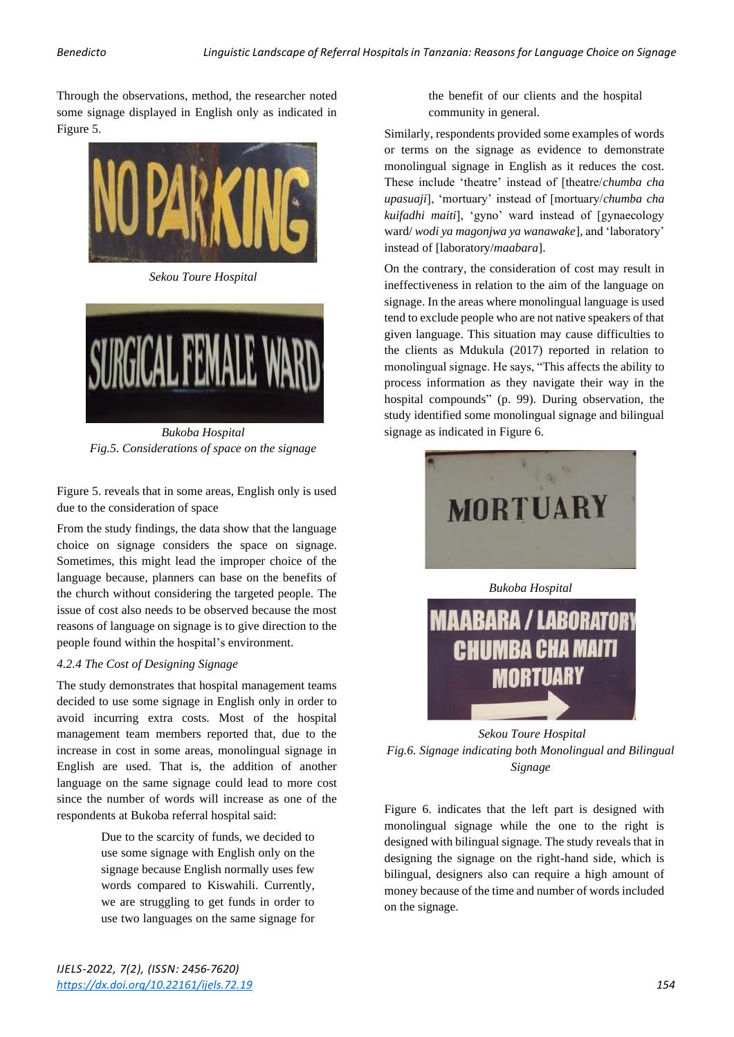Through the observations, method, the researcher noted some signage displayed in English only as indicated in Figure 5.

*Sekou Toure Hospital*

*Bukoba Hospital*

*Fig.5. Considerations of space on the signage*

Figure 5. reveals that in some areas, English only is used due to the consideration of space

From the study findings, the data show that the language choice on signage considers the space on signage. Sometimes, this might lead the improper choice of the language because, planners can base on the benefits of the church without considering the targeted people. The issue of cost also needs to be observed because the most reasons of language on signage is to give direction to the people found within the hospital's environment.

*4.2.4 The Cost of Designing Signage*

The study demonstrates that hospital management teams decided to use some signage in English only in order to avoid incurring extra costs. Most of the hospital management team members reported that, due to the increase in cost in some areas, monolingual signage in English are used. That is, the addition of another language on the same signage could lead to more cost since the number of words will increase as one of the respondents at Bukoba referral hospital said:

> Due to the scarcity of funds, we decided to use some signage with English only on the signage because English normally uses few words compared to Kiswahili. Currently, we are struggling to get funds in order to use two languages on the same signage for the benefit of our clients and the hospital community in general.

Similarly, respondents provided some examples of words or terms on the signage as evidence to demonstrate monolingual signage in English as it reduces the cost. These include 'theatre' instead of [theatre/*chumba cha upasuaji*], 'mortuary' instead of [mortuary/*chumba cha kuifadhi maiti*], 'gyno' ward instead of [gynaecology ward/ *wodi ya magonjwa ya wanawake*], and 'laboratory' instead of [laboratory/*maabara*].

On the contrary, the consideration of cost may result in ineffectiveness in relation to the aim of the language on signage. In the areas where monolingual language is used tend to exclude people who are not native speakers of that given language. This situation may cause difficulties to the clients as Mdukula (2017) reported in relation to monolingual signage. He says, "This affects the ability to process information as they navigate their way in the hospital compounds" (p. 99). During observation, the study identified some monolingual signage and bilingual signage as indicated in Figure 6.

*Bukoba Hospital*

*Sekou Toure Hospital*

*Fig.6. Signage indicating both Monolingual and Bilingual Signage*

Figure 6. indicates that the left part is designed with monolingual signage while the one to the right is designed with bilingual signage. The study reveals that in designing the signage on the right-hand side, which is bilingual, designers also can require a high amount of money because of the time and number of words included on the signage.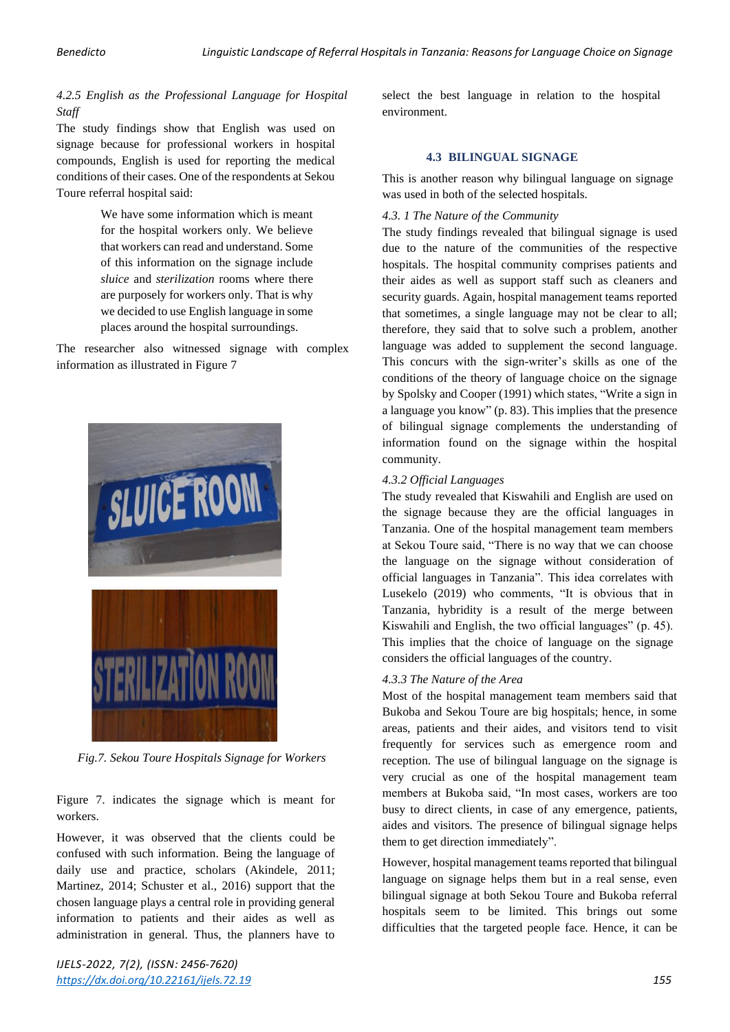#### 4.2.5 English as the Professional Language for Hospital Staff

The study findings show that English was used on signage because for professional workers in hospital compounds, English is used for reporting the medical conditions of their cases. One of the respondents at Sekou Toure referral hospital said:

> We have some information which is meant for the hospital workers only. We believe that workers can read and understand. Some of this information on the signage include *sluice* and *sterilization* rooms where there are purposely for workers only. That is why we decided to use English language in some places around the hospital surroundings.

The researcher also witnessed signage with complex information as illustrated in Figure 7

Fig.7. Sekou Toure Hospitals Signage for Workers

Figure 7. indicates the signage which is meant for workers.

However, it was observed that the clients could be confused with such information. Being the language of daily use and practice, scholars (Akindele, 2011; Martinez, 2014; Schuster et al., 2016) support that the chosen language plays a central role in providing general information to patients and their aides as well as administration in general. Thus, the planners have to select the best language in relation to the hospital environment.

### 4.3 BILINGUAL SIGNAGE

This is another reason why bilingual language on signage was used in both of the selected hospitals.

#### 4.3. 1 The Nature of the Community

The study findings revealed that bilingual signage is used due to the nature of the communities of the respective hospitals. The hospital community comprises patients and their aides as well as support staff such as cleaners and security guards. Again, hospital management teams reported that sometimes, a single language may not be clear to all; therefore, they said that to solve such a problem, another language was added to supplement the second language. This concurs with the sign-writer's skills as one of the conditions of the theory of language choice on the signage by Spolsky and Cooper (1991) which states, "Write a sign in a language you know" (p. 83). This implies that the presence of bilingual signage complements the understanding of information found on the signage within the hospital community.

#### 4.3.2 Official Languages

The study revealed that Kiswahili and English are used on the signage because they are the official languages in Tanzania. One of the hospital management team members at Sekou Toure said, "There is no way that we can choose the language on the signage without consideration of official languages in Tanzania". This idea correlates with Lusekelo (2019) who comments, "It is obvious that in Tanzania, hybridity is a result of the merge between Kiswahili and English, the two official languages" (p. 45). This implies that the choice of language on the signage considers the official languages of the country.

#### 4.3.3 The Nature of the Area

Most of the hospital management team members said that Bukoba and Sekou Toure are big hospitals; hence, in some areas, patients and their aides, and visitors tend to visit frequently for services such as emergence room and reception. The use of bilingual language on the signage is very crucial as one of the hospital management team members at Bukoba said, "In most cases, workers are too busy to direct clients, in case of any emergence, patients, aides and visitors. The presence of bilingual signage helps them to get direction immediately".

However, hospital management teams reported that bilingual language on signage helps them but in a real sense, even bilingual signage at both Sekou Toure and Bukoba referral hospitals seem to be limited. This brings out some difficulties that the targeted people face. Hence, it can be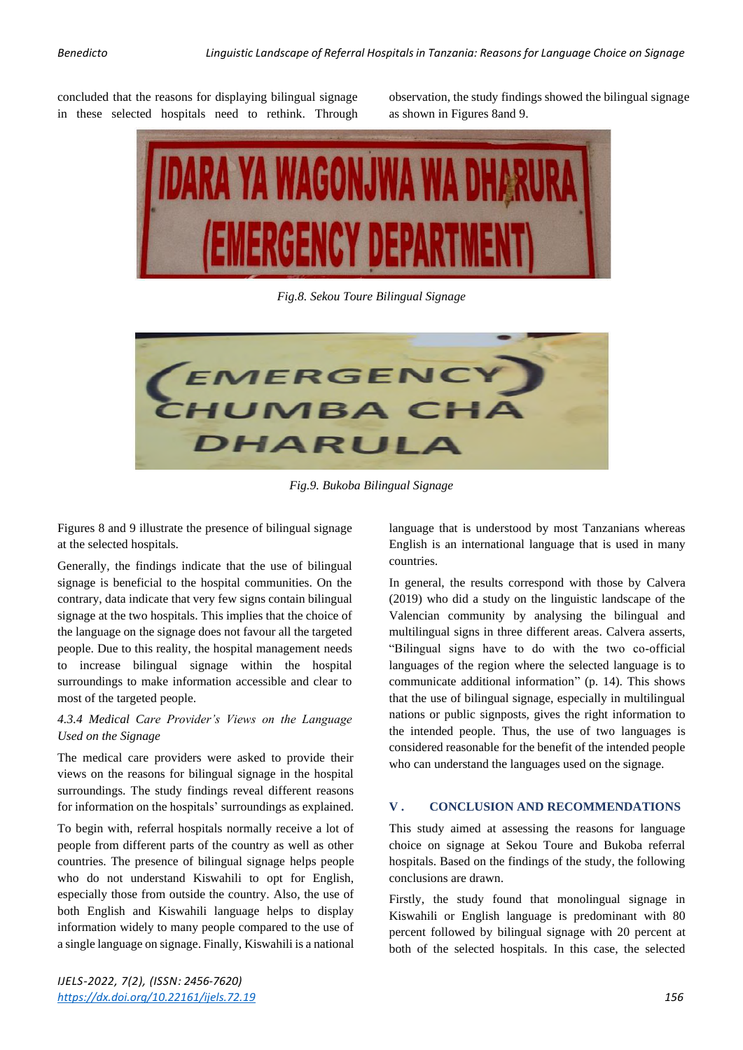concluded that the reasons for displaying bilingual signage in these selected hospitals need to rethink. Through observation, the study findings showed the bilingual signage as shown in Figures 8and 9.

*Fig.8. Sekou Toure Bilingual Signage*

*Fig.9. Bukoba Bilingual Signage*

Figures 8 and 9 illustrate the presence of bilingual signage at the selected hospitals.

Generally, the findings indicate that the use of bilingual signage is beneficial to the hospital communities. On the contrary, data indicate that very few signs contain bilingual signage at the two hospitals. This implies that the choice of the language on the signage does not favour all the targeted people. Due to this reality, the hospital management needs to increase bilingual signage within the hospital surroundings to make information accessible and clear to most of the targeted people.

*4.3.4 Medical Care Provider's Views on the Language Used on the Signage*

The medical care providers were asked to provide their views on the reasons for bilingual signage in the hospital surroundings. The study findings reveal different reasons for information on the hospitals' surroundings as explained.

To begin with, referral hospitals normally receive a lot of people from different parts of the country as well as other countries. The presence of bilingual signage helps people who do not understand Kiswahili to opt for English, especially those from outside the country. Also, the use of both English and Kiswahili language helps to display information widely to many people compared to the use of a single language on signage. Finally, Kiswahili is a national language that is understood by most Tanzanians whereas English is an international language that is used in many countries.

In general, the results correspond with those by Calvera (2019) who did a study on the linguistic landscape of the Valencian community by analysing the bilingual and multilingual signs in three different areas. Calvera asserts, "Bilingual signs have to do with the two co-official languages of the region where the selected language is to communicate additional information" (p. 14). This shows that the use of bilingual signage, especially in multilingual nations or public signposts, gives the right information to the intended people. Thus, the use of two languages is considered reasonable for the benefit of the intended people who can understand the languages used on the signage.

## V . CONCLUSION AND RECOMMENDATIONS

This study aimed at assessing the reasons for language choice on signage at Sekou Toure and Bukoba referral hospitals. Based on the findings of the study, the following conclusions are drawn.

Firstly, the study found that monolingual signage in Kiswahili or English language is predominant with 80 percent followed by bilingual signage with 20 percent at both of the selected hospitals. In this case, the selected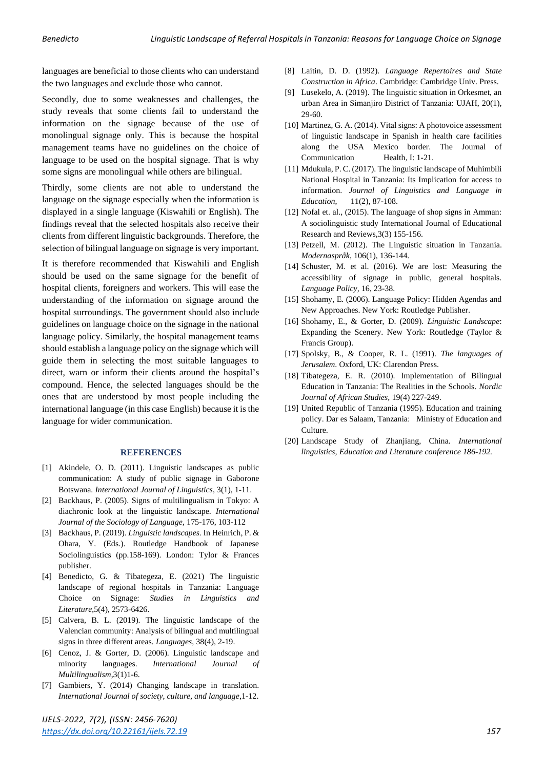languages are beneficial to those clients who can understand the two languages and exclude those who cannot.

Secondly, due to some weaknesses and challenges, the study reveals that some clients fail to understand the information on the signage because of the use of monolingual signage only. This is because the hospital management teams have no guidelines on the choice of language to be used on the hospital signage. That is why some signs are monolingual while others are bilingual.

Thirdly, some clients are not able to understand the language on the signage especially when the information is displayed in a single language (Kiswahili or English). The findings reveal that the selected hospitals also receive their clients from different linguistic backgrounds. Therefore, the selection of bilingual language on signage is very important.

It is therefore recommended that Kiswahili and English should be used on the same signage for the benefit of hospital clients, foreigners and workers. This will ease the understanding of the information on signage around the hospital surroundings. The government should also include guidelines on language choice on the signage in the national language policy. Similarly, the hospital management teams should establish a language policy on the signage which will guide them in selecting the most suitable languages to direct, warn or inform their clients around the hospital's compound. Hence, the selected languages should be the ones that are understood by most people including the international language (in this case English) because it is the language for wider communication.

## REFERENCES

[1] Akindele, O. D. (2011). Linguistic landscapes as public communication: A study of public signage in Gaborone Botswana. *International Journal of Linguistics*, 3(1), 1-11.

[2] Backhaus, P. (2005). Signs of multilingualism in Tokyo: A diachronic look at the linguistic landscape. *International Journal of the Sociology of Language,* 175-176, 103-112

[3] Backhaus, P. (2019). *Linguistic landscapes.* In Heinrich, P. & Ohara, Y. (Eds.). Routledge Handbook of Japanese Sociolinguistics (pp.158-169). London: Tylor & Frances publisher.

[4] Benedicto, G. & Tibategeza, E. (2021) The linguistic landscape of regional hospitals in Tanzania: Language Choice on Signage: *Studies in Linguistics and Literature*,5(4), 2573-6426.

[5] Calvera, B. L. (2019). The linguistic landscape of the Valencian community: Analysis of bilingual and multilingual signs in three different areas. *Languages*, 38(4), 2-19.

[6] Cenoz, J. & Gorter, D. (2006). Linguistic landscape and minority languages. *International Journal of Multilingualism*,3(1)1-6.

[7] Gambiers, Y. (2014) Changing landscape in translation. *International Journal of society, culture, and language*,1-12.

[8] Laitin, D. D. (1992). *Language Repertoires and State Construction in Africa*. Cambridge: Cambridge Univ. Press.

[9] Lusekelo, A. (2019). The linguistic situation in Orkesmet, an urban Area in Simanjiro District of Tanzania: UJAH, 20(1), 29-60.

[10] Martinez, G. A. (2014). Vital signs: A photovoice assessment of linguistic landscape in Spanish in health care facilities along the USA Mexico border. The Journal of Communication Health, I: 1-21.

[11] Mdukula, P. C. (2017). The linguistic landscape of Muhimbili National Hospital in Tanzania: Its Implication for access to information. *Journal of Linguistics and Language in Education,* 11(2), 87-108.

[12] Nofal et. al., (2015). The language of shop signs in Amman: A sociolinguistic study International Journal of Educational Research and Reviews,3(3) 155-156.

[13] Petzell, M. (2012). The Linguistic situation in Tanzania. *Modernaspråk*, 106(1), 136-144.

[14] Schuster, M. et al. (2016). We are lost: Measuring the accessibility of signage in public, general hospitals. *Language Policy,* 16, 23-38.

[15] Shohamy, E. (2006). Language Policy: Hidden Agendas and New Approaches. New York: Routledge Publisher.

[16] Shohamy, E., & Gorter, D. (2009). *Linguistic Landscape*: Expanding the Scenery. New York: Routledge (Taylor & Francis Group).

[17] Spolsky, B., & Cooper, R. L. (1991). *The languages of Jerusalem.* Oxford, UK: Clarendon Press.

[18] Tibategeza, E. R. (2010). Implementation of Bilingual Education in Tanzania: The Realities in the Schools. *Nordic Journal of African Studies,* 19(4) 227-249.

[19] United Republic of Tanzania (1995). Education and training policy. Dar es Salaam, Tanzania: Ministry of Education and Culture.

[20] Landscape Study of Zhanjiang, China. *International linguistics, Education and Literature conference 186-192.*